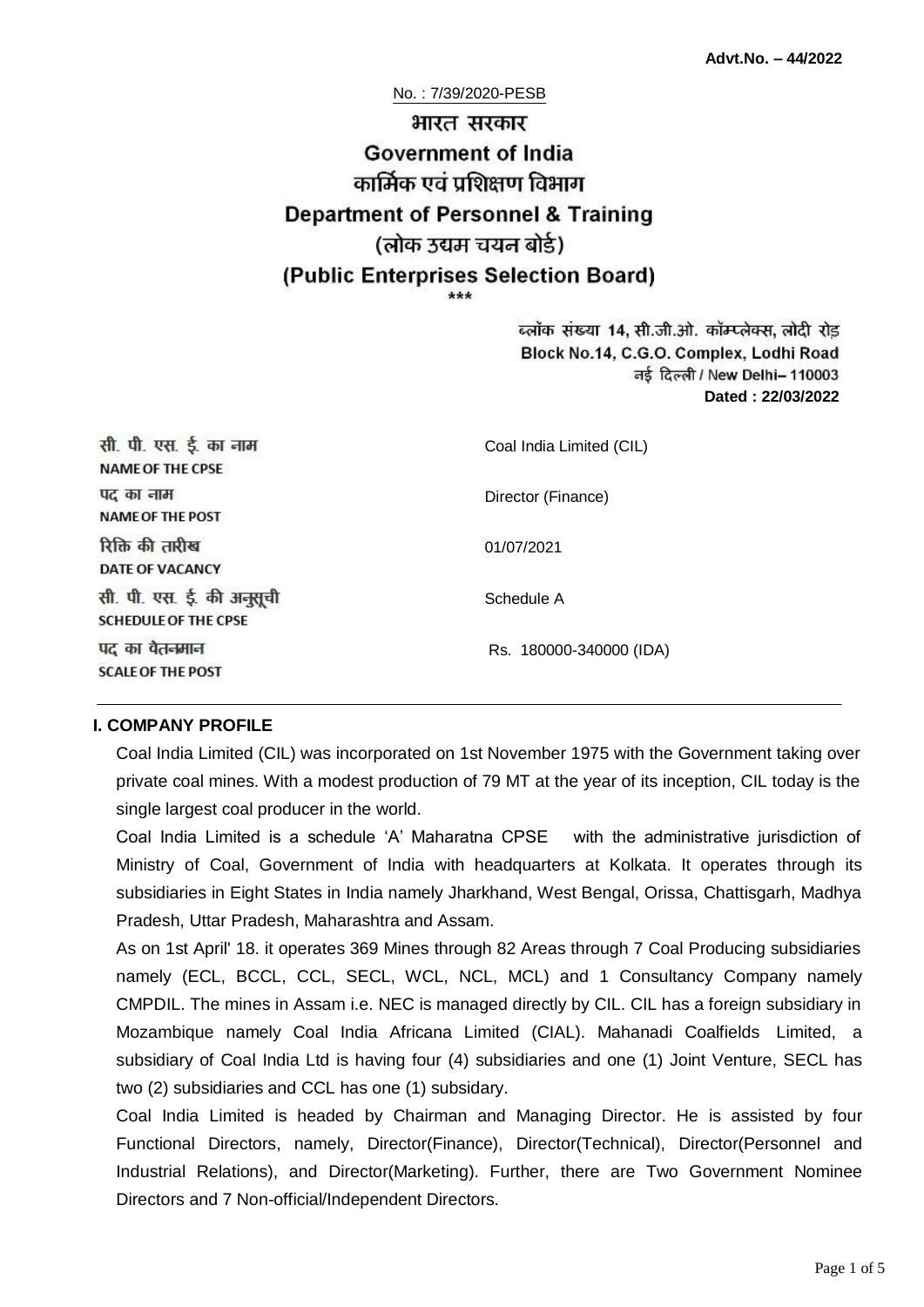**Advt.No. – 44/2022**

No. : 7/39/2020-PESB

# भारत सरकार
# Government of India
## कार्मिक एवं प्रशिक्षण विभाग
## Department of Personnel & Training
## (लोक उद्यम चयन बोर्ड)
## (Public Enterprises Selection Board)

\*\*\*

ब्लॉक संख्या 14, सी.जी.ओ. कॉम्प्लेक्स, लोदी रोड
Block No.14, C.G.O. Complex, Lodhi Road
नई दिल्ली / New Delhi– 110003
**Dated : 22/03/2022**

| | |
|---|---|
| सी. पी. एस. ई. का नाम<br>NAME OF THE CPSE | Coal India Limited (CIL) |
| पद का नाम<br>NAME OF THE POST | Director (Finance) |
| रिक्ति की तारीख<br>DATE OF VACANCY | 01/07/2021 |
| सी. पी. एस. ई. की अनुसूची<br>SCHEDULE OF THE CPSE | Schedule A |
| पद का वेतनमान<br>SCALE OF THE POST | Rs. 180000-340000 (IDA) |

### I. COMPANY PROFILE

Coal India Limited (CIL) was incorporated on 1st November 1975 with the Government taking over private coal mines. With a modest production of 79 MT at the year of its inception, CIL today is the single largest coal producer in the world.

Coal India Limited is a schedule 'A' Maharatna CPSE with the administrative jurisdiction of Ministry of Coal, Government of India with headquarters at Kolkata. It operates through its subsidiaries in Eight States in India namely Jharkhand, West Bengal, Orissa, Chattisgarh, Madhya Pradesh, Uttar Pradesh, Maharashtra and Assam.

As on 1st April' 18. it operates 369 Mines through 82 Areas through 7 Coal Producing subsidiaries namely (ECL, BCCL, CCL, SECL, WCL, NCL, MCL) and 1 Consultancy Company namely CMPDIL. The mines in Assam i.e. NEC is managed directly by CIL. CIL has a foreign subsidiary in Mozambique namely Coal India Africana Limited (CIAL). Mahanadi Coalfields Limited, a subsidiary of Coal India Ltd is having four (4) subsidiaries and one (1) Joint Venture, SECL has two (2) subsidiaries and CCL has one (1) subsidary.

Coal India Limited is headed by Chairman and Managing Director. He is assisted by four Functional Directors, namely, Director(Finance), Director(Technical), Director(Personnel and Industrial Relations), and Director(Marketing). Further, there are Two Government Nominee Directors and 7 Non-official/Independent Directors.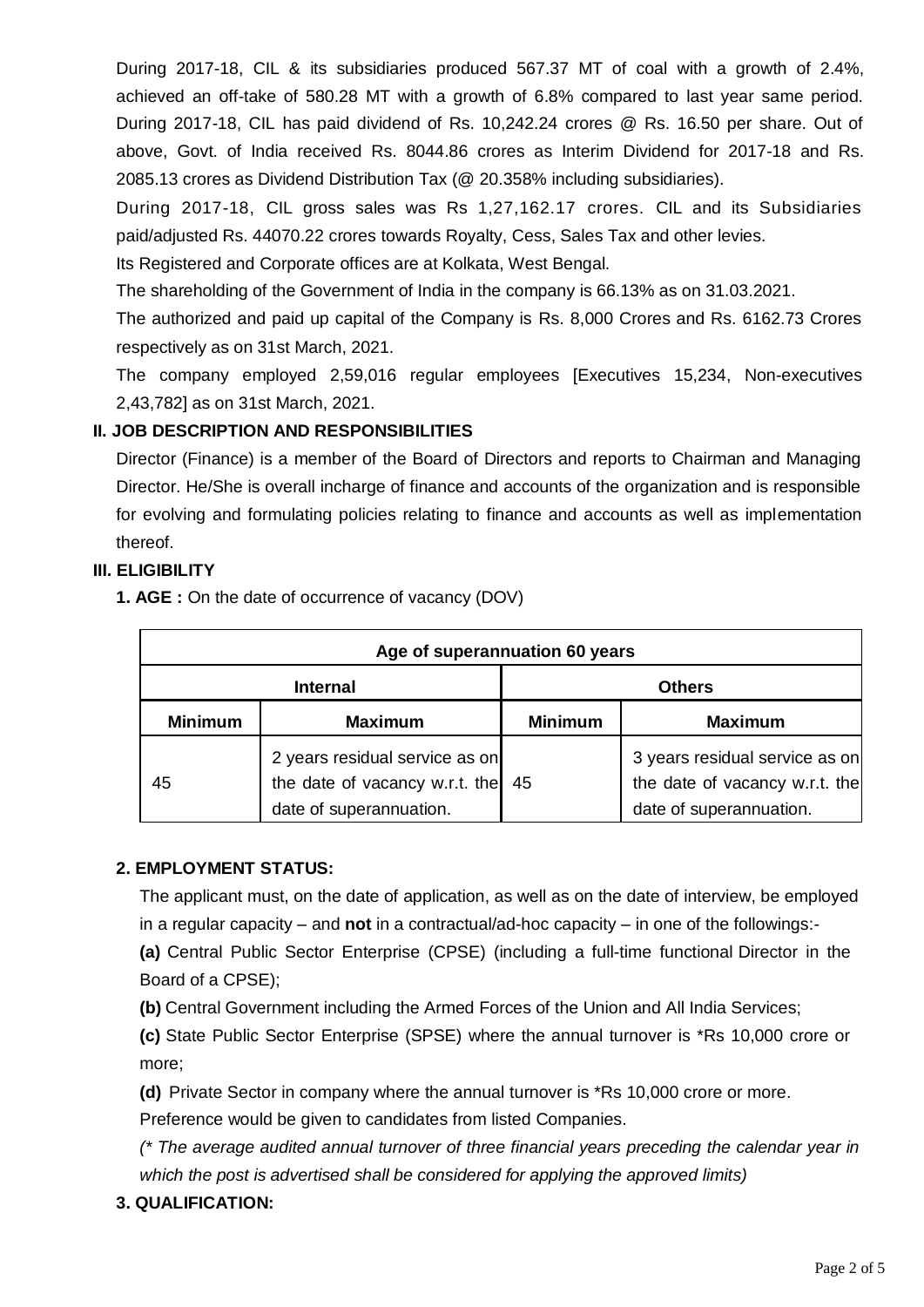During 2017-18, CIL & its subsidiaries produced 567.37 MT of coal with a growth of 2.4%, achieved an off-take of 580.28 MT with a growth of 6.8% compared to last year same period. During 2017-18, CIL has paid dividend of Rs. 10,242.24 crores @ Rs. 16.50 per share. Out of above, Govt. of India received Rs. 8044.86 crores as Interim Dividend for 2017-18 and Rs. 2085.13 crores as Dividend Distribution Tax (@ 20.358% including subsidiaries).

During 2017-18, CIL gross sales was Rs 1,27,162.17 crores. CIL and its Subsidiaries paid/adjusted Rs. 44070.22 crores towards Royalty, Cess, Sales Tax and other levies.

Its Registered and Corporate offices are at Kolkata, West Bengal.

The shareholding of the Government of India in the company is 66.13% as on 31.03.2021.

The authorized and paid up capital of the Company is Rs. 8,000 Crores and Rs. 6162.73 Crores respectively as on 31st March, 2021.

The company employed 2,59,016 regular employees [Executives 15,234, Non-executives 2,43,782] as on 31st March, 2021.

## II. JOB DESCRIPTION AND RESPONSIBILITIES

Director (Finance) is a member of the Board of Directors and reports to Chairman and Managing Director. He/She is overall incharge of finance and accounts of the organization and is responsible for evolving and formulating policies relating to finance and accounts as well as implementation thereof.

## III. ELIGIBILITY

**1. AGE :** On the date of occurrence of vacancy (DOV)

| Age of superannuation 60 years | | | |
|---|---|---|---|
| **Internal** | | **Others** | |
| **Minimum** | **Maximum** | **Minimum** | **Maximum** |
| 45 | 2 years residual service as on the date of vacancy w.r.t. the date of superannuation. | 45 | 3 years residual service as on the date of vacancy w.r.t. the date of superannuation. |

**2. EMPLOYMENT STATUS:**

The applicant must, on the date of application, as well as on the date of interview, be employed in a regular capacity – and **not** in a contractual/ad-hoc capacity – in one of the followings:-

**(a)** Central Public Sector Enterprise (CPSE) (including a full-time functional Director in the Board of a CPSE);

**(b)** Central Government including the Armed Forces of the Union and All India Services;

**(c)** State Public Sector Enterprise (SPSE) where the annual turnover is *Rs 10,000 crore or more;

**(d)** Private Sector in company where the annual turnover is *Rs 10,000 crore or more.

Preference would be given to candidates from listed Companies.

*(* The average audited annual turnover of three financial years preceding the calendar year in which the post is advertised shall be considered for applying the approved limits)*

**3. QUALIFICATION:**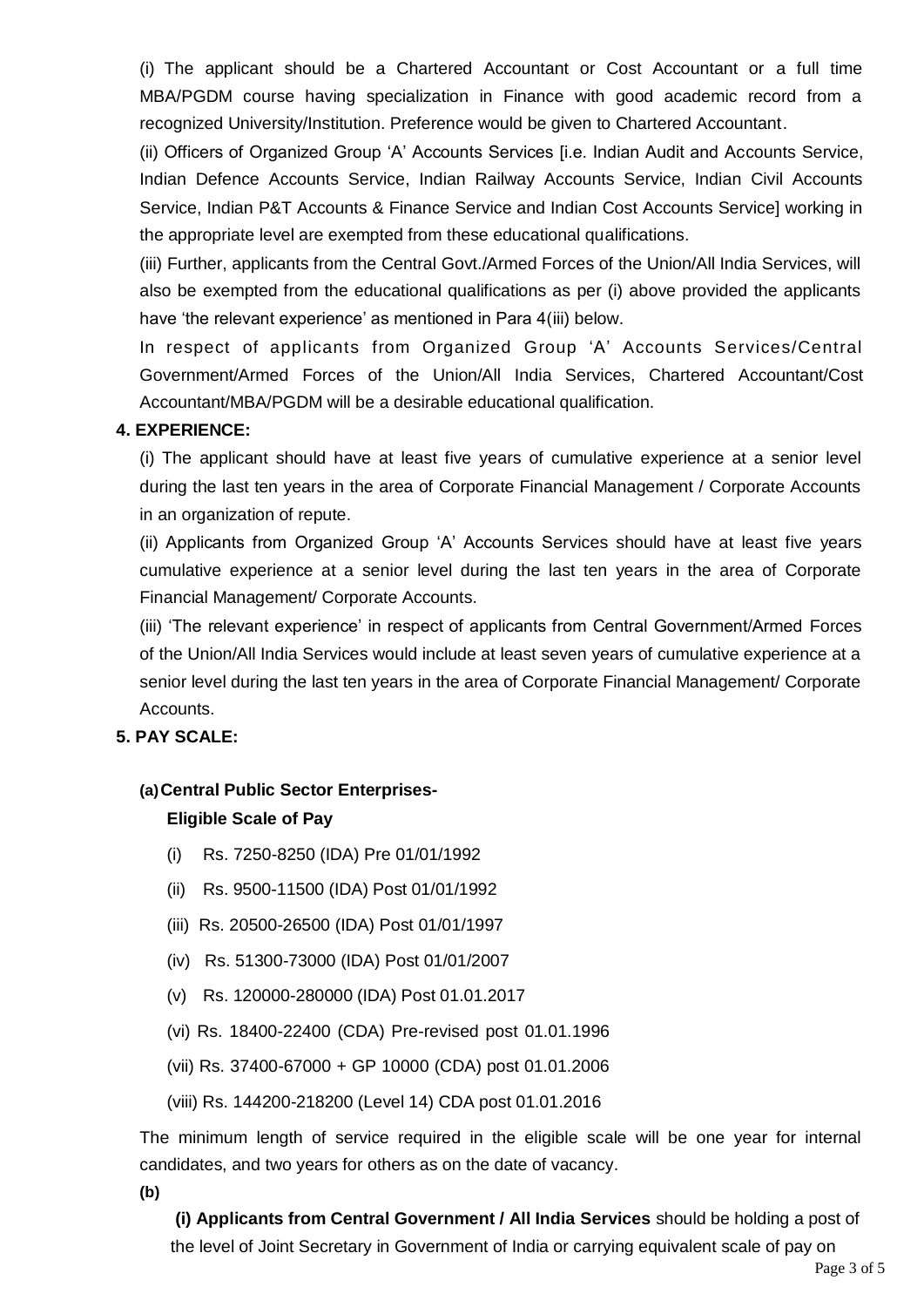(i) The applicant should be a Chartered Accountant or Cost Accountant or a full time MBA/PGDM course having specialization in Finance with good academic record from a recognized University/Institution. Preference would be given to Chartered Accountant.

(ii) Officers of Organized Group 'A' Accounts Services [i.e. Indian Audit and Accounts Service, Indian Defence Accounts Service, Indian Railway Accounts Service, Indian Civil Accounts Service, Indian P&T Accounts & Finance Service and Indian Cost Accounts Service] working in the appropriate level are exempted from these educational qualifications.

(iii) Further, applicants from the Central Govt./Armed Forces of the Union/All India Services, will also be exempted from the educational qualifications as per (i) above provided the applicants have 'the relevant experience' as mentioned in Para 4(iii) below.

In respect of applicants from Organized Group 'A' Accounts Services/Central Government/Armed Forces of the Union/All India Services, Chartered Accountant/Cost Accountant/MBA/PGDM will be a desirable educational qualification.

**4. EXPERIENCE:**

(i) The applicant should have at least five years of cumulative experience at a senior level during the last ten years in the area of Corporate Financial Management / Corporate Accounts in an organization of repute.

(ii) Applicants from Organized Group 'A' Accounts Services should have at least five years cumulative experience at a senior level during the last ten years in the area of Corporate Financial Management/ Corporate Accounts.

(iii) 'The relevant experience' in respect of applicants from Central Government/Armed Forces of the Union/All India Services would include at least seven years of cumulative experience at a senior level during the last ten years in the area of Corporate Financial Management/ Corporate Accounts.

**5. PAY SCALE:**

**(a) Central Public Sector Enterprises-**

**Eligible Scale of Pay**

(i) Rs. 7250-8250 (IDA) Pre 01/01/1992

(ii) Rs. 9500-11500 (IDA) Post 01/01/1992

(iii) Rs. 20500-26500 (IDA) Post 01/01/1997

(iv) Rs. 51300-73000 (IDA) Post 01/01/2007

(v) Rs. 120000-280000 (IDA) Post 01.01.2017

(vi) Rs. 18400-22400 (CDA) Pre-revised post 01.01.1996

(vii) Rs. 37400-67000 + GP 10000 (CDA) post 01.01.2006

(viii) Rs. 144200-218200 (Level 14) CDA post 01.01.2016

The minimum length of service required in the eligible scale will be one year for internal candidates, and two years for others as on the date of vacancy.

**(b)**

**(i) Applicants from Central Government / All India Services** should be holding a post of the level of Joint Secretary in Government of India or carrying equivalent scale of pay on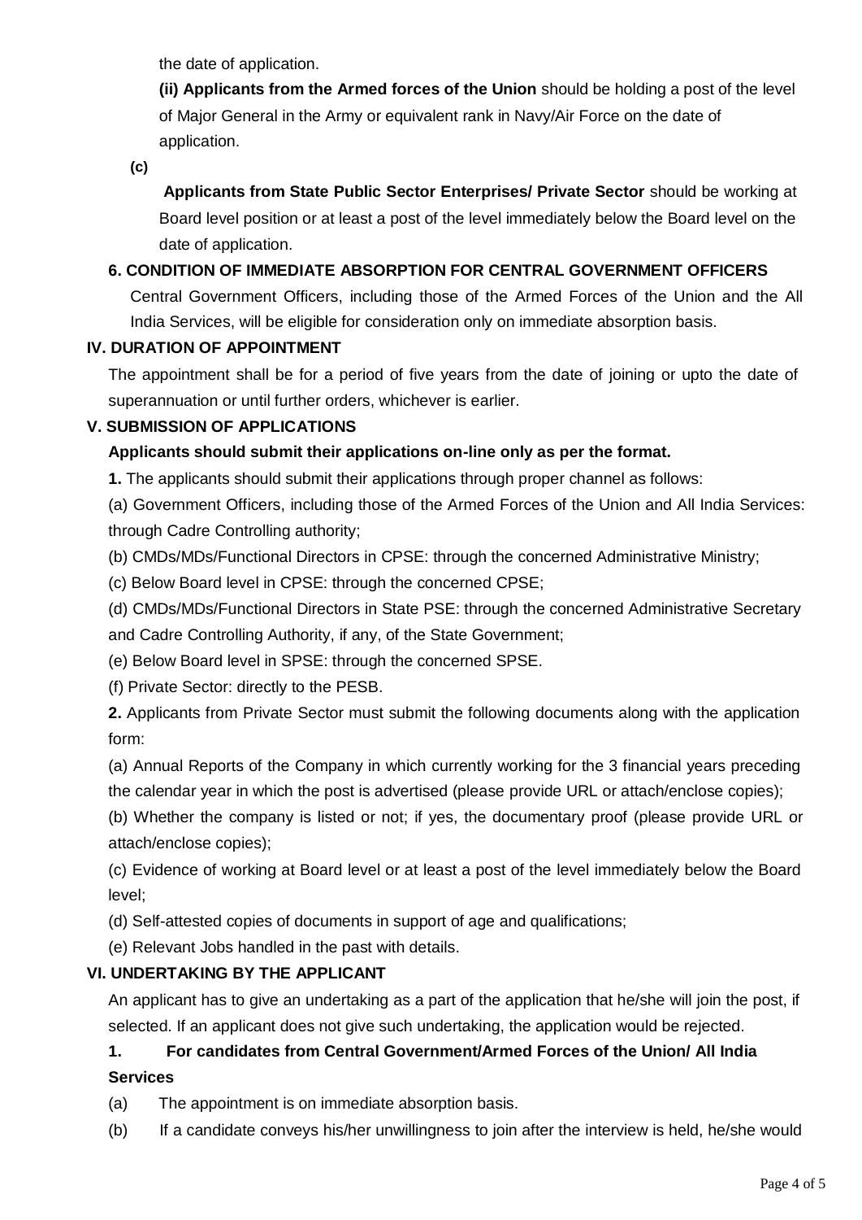the date of application.

**(ii) Applicants from the Armed forces of the Union** should be holding a post of the level of Major General in the Army or equivalent rank in Navy/Air Force on the date of application.

**(c)**

**Applicants from State Public Sector Enterprises/ Private Sector** should be working at Board level position or at least a post of the level immediately below the Board level on the date of application.

**6. CONDITION OF IMMEDIATE ABSORPTION FOR CENTRAL GOVERNMENT OFFICERS**

Central Government Officers, including those of the Armed Forces of the Union and the All India Services, will be eligible for consideration only on immediate absorption basis.

**IV. DURATION OF APPOINTMENT**

The appointment shall be for a period of five years from the date of joining or upto the date of superannuation or until further orders, whichever is earlier.

**V. SUBMISSION OF APPLICATIONS**

**Applicants should submit their applications on-line only as per the format.**

**1.** The applicants should submit their applications through proper channel as follows:

(a) Government Officers, including those of the Armed Forces of the Union and All India Services: through Cadre Controlling authority;

(b) CMDs/MDs/Functional Directors in CPSE: through the concerned Administrative Ministry;

(c) Below Board level in CPSE: through the concerned CPSE;

(d) CMDs/MDs/Functional Directors in State PSE: through the concerned Administrative Secretary and Cadre Controlling Authority, if any, of the State Government;

(e) Below Board level in SPSE: through the concerned SPSE.

(f) Private Sector: directly to the PESB.

**2.** Applicants from Private Sector must submit the following documents along with the application form:

(a) Annual Reports of the Company in which currently working for the 3 financial years preceding the calendar year in which the post is advertised (please provide URL or attach/enclose copies);

(b) Whether the company is listed or not; if yes, the documentary proof (please provide URL or attach/enclose copies);

(c) Evidence of working at Board level or at least a post of the level immediately below the Board level;

(d) Self-attested copies of documents in support of age and qualifications;

(e) Relevant Jobs handled in the past with details.

**VI. UNDERTAKING BY THE APPLICANT**

An applicant has to give an undertaking as a part of the application that he/she will join the post, if selected. If an applicant does not give such undertaking, the application would be rejected.

**1. For candidates from Central Government/Armed Forces of the Union/ All India Services**

(a) The appointment is on immediate absorption basis.

(b) If a candidate conveys his/her unwillingness to join after the interview is held, he/she would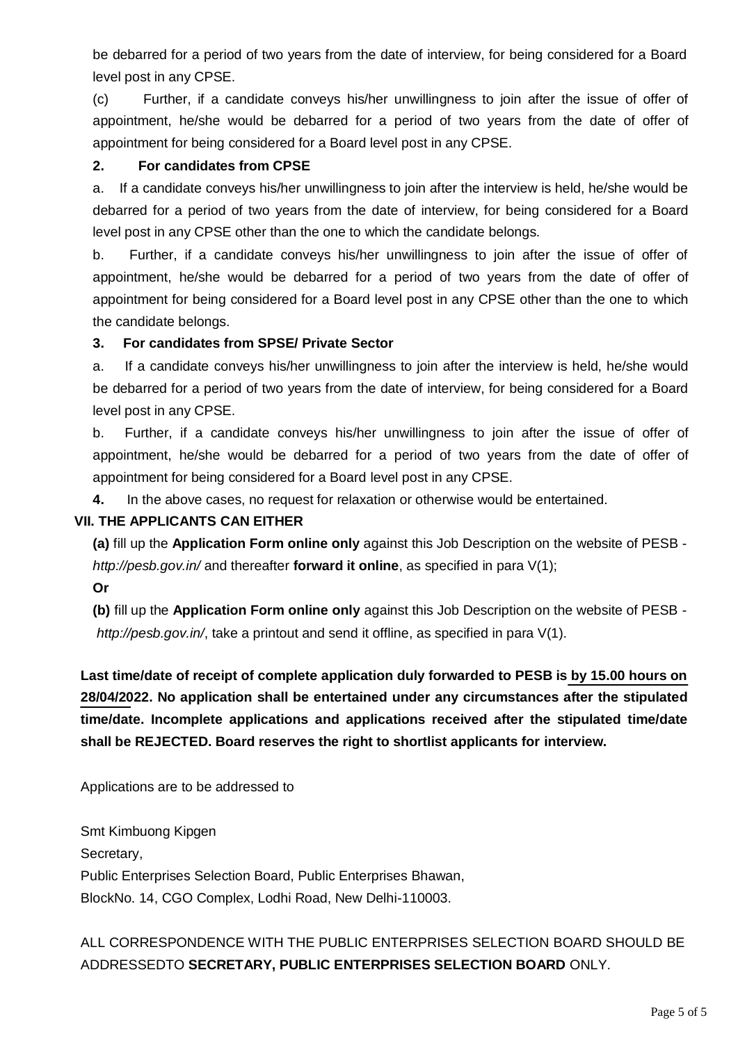be debarred for a period of two years from the date of interview, for being considered for a Board level post in any CPSE.

(c) Further, if a candidate conveys his/her unwillingness to join after the issue of offer of appointment, he/she would be debarred for a period of two years from the date of offer of appointment for being considered for a Board level post in any CPSE.

**2. For candidates from CPSE**

a. If a candidate conveys his/her unwillingness to join after the interview is held, he/she would be debarred for a period of two years from the date of interview, for being considered for a Board level post in any CPSE other than the one to which the candidate belongs.

b. Further, if a candidate conveys his/her unwillingness to join after the issue of offer of appointment, he/she would be debarred for a period of two years from the date of offer of appointment for being considered for a Board level post in any CPSE other than the one to which the candidate belongs.

**3. For candidates from SPSE/ Private Sector**

a. If a candidate conveys his/her unwillingness to join after the interview is held, he/she would be debarred for a period of two years from the date of interview, for being considered for a Board level post in any CPSE.

b. Further, if a candidate conveys his/her unwillingness to join after the issue of offer of appointment, he/she would be debarred for a period of two years from the date of offer of appointment for being considered for a Board level post in any CPSE.

**4.** In the above cases, no request for relaxation or otherwise would be entertained.

**VII. THE APPLICANTS CAN EITHER**

**(a)** fill up the **Application Form online only** against this Job Description on the website of PESB - *http://pesb.gov.in/* and thereafter **forward it online**, as specified in para V(1);

**Or**

**(b)** fill up the **Application Form online only** against this Job Description on the website of PESB - *http://pesb.gov.in/*, take a printout and send it offline, as specified in para V(1).

**Last time/date of receipt of complete application duly forwarded to PESB is by 15.00 hours on 28/04/2022. No application shall be entertained under any circumstances after the stipulated time/date. Incomplete applications and applications received after the stipulated time/date shall be REJECTED. Board reserves the right to shortlist applicants for interview.**

Applications are to be addressed to

Smt Kimbuong Kipgen
Secretary,
Public Enterprises Selection Board, Public Enterprises Bhawan,
BlockNo. 14, CGO Complex, Lodhi Road, New Delhi-110003.

ALL CORRESPONDENCE WITH THE PUBLIC ENTERPRISES SELECTION BOARD SHOULD BE ADDRESSEDTO **SECRETARY, PUBLIC ENTERPRISES SELECTION BOARD** ONLY.